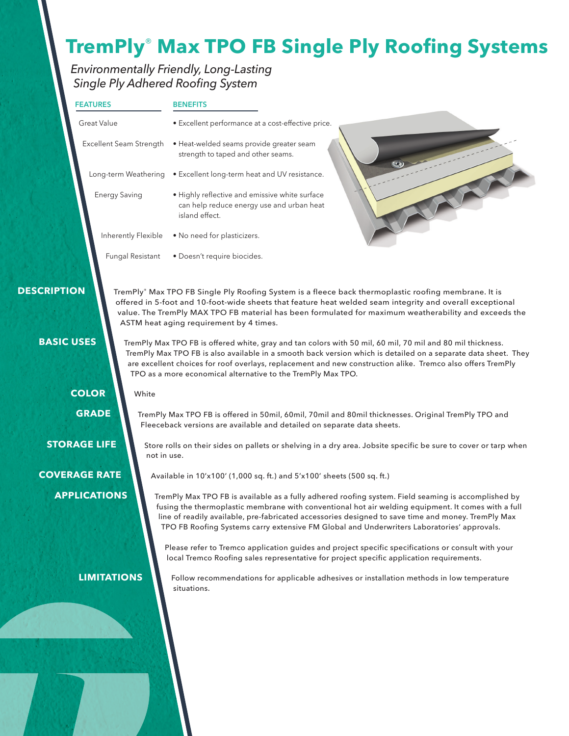# TremPly® Max TPO FB Single Ply Roofing Systems

*Environmentally Friendly, Long-Lasting Single Ply Adhered Roofing System*

| FEATURES | BENEFITS |
| --- | --- |
| Great Value | • Excellent performance at a cost-effective price. |
| Excellent Seam Strength | • Heat-welded seams provide greater seam strength to taped and other seams. |
| Long-term Weathering | • Excellent long-term heat and UV resistance. |
| Energy Saving | • Highly reflective and emissive white surface can help reduce energy use and urban heat island effect. |
| Inherently Flexible | • No need for plasticizers. |
| Fungal Resistant | • Doesn't require biocides. |

## DESCRIPTION

TremPly® Max TPO FB Single Ply Roofing System is a fleece back thermoplastic roofing membrane. It is offered in 5-foot and 10-foot-wide sheets that feature heat welded seam integrity and overall exceptional value. The TremPly MAX TPO FB material has been formulated for maximum weatherability and exceeds the ASTM heat aging requirement by 4 times.

## BASIC USES

TremPly Max TPO FB is offered white, gray and tan colors with 50 mil, 60 mil, 70 mil and 80 mil thickness. TremPly Max TPO FB is also available in a smooth back version which is detailed on a separate data sheet. They are excellent choices for roof overlays, replacement and new construction alike. Tremco also offers TremPly TPO as a more economical alternative to the TremPly Max TPO.

## COLOR

White

## GRADE

TremPly Max TPO FB is offered in 50mil, 60mil, 70mil and 80mil thicknesses. Original TremPly TPO and Fleeceback versions are available and detailed on separate data sheets.

## STORAGE LIFE

Store rolls on their sides on pallets or shelving in a dry area. Jobsite specific be sure to cover or tarp when not in use.

## COVERAGE RATE

Available in 10'x100' (1,000 sq. ft.) and 5'x100' sheets (500 sq. ft.)

## APPLICATIONS

TremPly Max TPO FB is available as a fully adhered roofing system. Field seaming is accomplished by fusing the thermoplastic membrane with conventional hot air welding equipment. It comes with a full line of readily available, pre-fabricated accessories designed to save time and money. TremPly Max TPO FB Roofing Systems carry extensive FM Global and Underwriters Laboratories' approvals.

Please refer to Tremco application guides and project specific specifications or consult with your local Tremco Roofing sales representative for project specific application requirements.

## LIMITATIONS

Follow recommendations for applicable adhesives or installation methods in low temperature situations.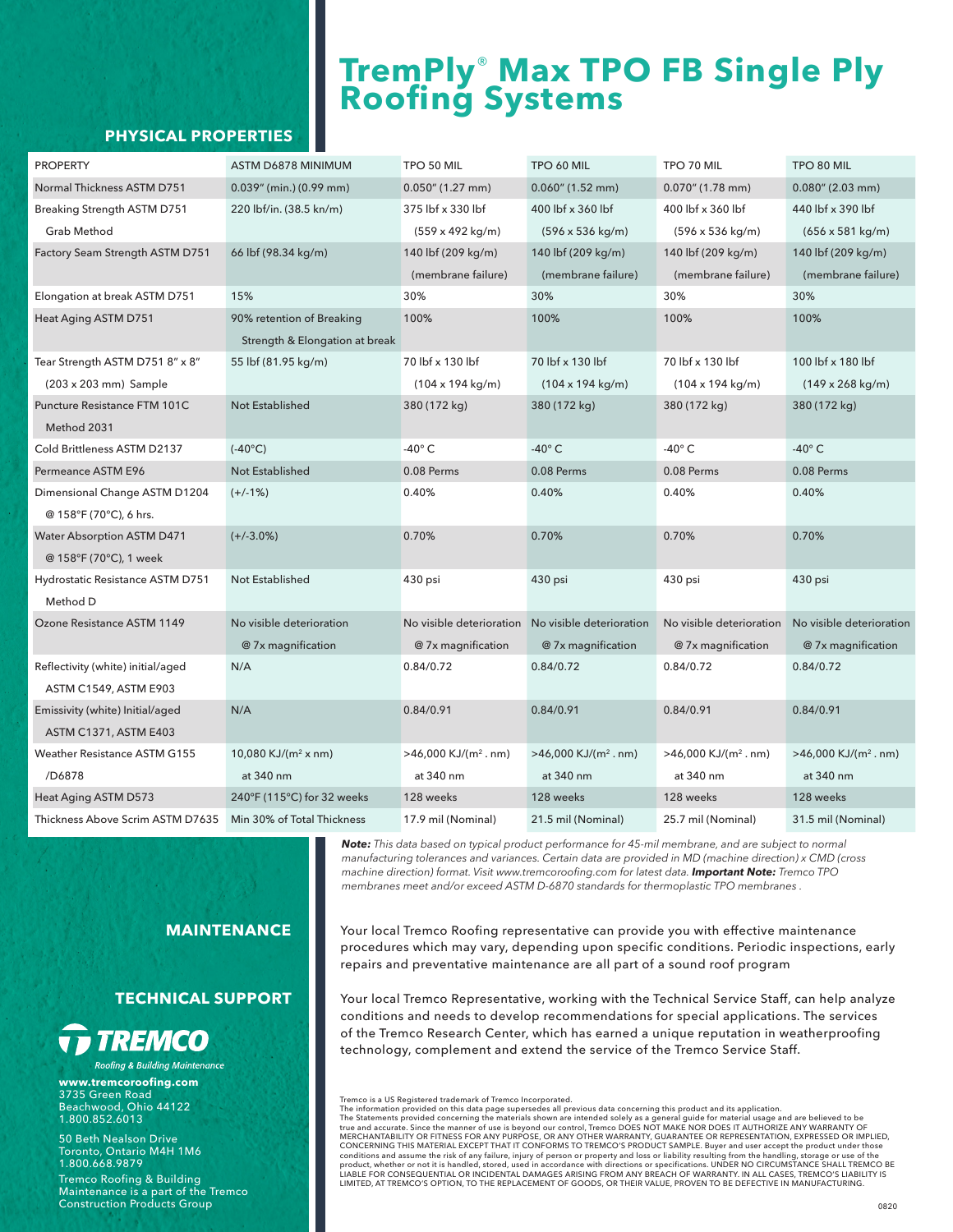# TremPly® Max TPO FB Single Ply Roofing Systems

## PHYSICAL PROPERTIES

| PROPERTY | ASTM D6878 MINIMUM | TPO 50 MIL | TPO 60 MIL | TPO 70 MIL | TPO 80 MIL |
|---|---|---|---|---|---|
| Normal Thickness ASTM D751 | 0.039" (min.) (0.99 mm) | 0.050" (1.27 mm) | 0.060" (1.52 mm) | 0.070" (1.78 mm) | 0.080" (2.03 mm) |
| Breaking Strength ASTM D751 Grab Method | 220 lbf/in. (38.5 kn/m) | 375 lbf x 330 lbf (559 x 492 kg/m) | 400 lbf x 360 lbf (596 x 536 kg/m) | 400 lbf x 360 lbf (596 x 536 kg/m) | 440 lbf x 390 lbf (656 x 581 kg/m) |
| Factory Seam Strength ASTM D751 | 66 lbf (98.34 kg/m) | 140 lbf (209 kg/m) (membrane failure) | 140 lbf (209 kg/m) (membrane failure) | 140 lbf (209 kg/m) (membrane failure) | 140 lbf (209 kg/m) (membrane failure) |
| Elongation at break ASTM D751 | 15% | 30% | 30% | 30% | 30% |
| Heat Aging ASTM D751 | 90% retention of Breaking Strength & Elongation at break | 100% | 100% | 100% | 100% |
| Tear Strength ASTM D751 8" x 8" (203 x 203 mm) Sample | 55 lbf (81.95 kg/m) | 70 lbf x 130 lbf (104 x 194 kg/m) | 70 lbf x 130 lbf (104 x 194 kg/m) | 70 lbf x 130 lbf (104 x 194 kg/m) | 100 lbf x 180 lbf (149 x 268 kg/m) |
| Puncture Resistance FTM 101C Method 2031 | Not Established | 380 (172 kg) | 380 (172 kg) | 380 (172 kg) | 380 (172 kg) |
| Cold Brittleness ASTM D2137 | (-40°C) | -40° C | -40° C | -40° C | -40° C |
| Permeance ASTM E96 | Not Established | 0.08 Perms | 0.08 Perms | 0.08 Perms | 0.08 Perms |
| Dimensional Change ASTM D1204 @ 158°F (70°C), 6 hrs. | (+/-1%) | 0.40% | 0.40% | 0.40% | 0.40% |
| Water Absorption ASTM D471 @ 158°F (70°C), 1 week | (+/-3.0%) | 0.70% | 0.70% | 0.70% | 0.70% |
| Hydrostatic Resistance ASTM D751 Method D | Not Established | 430 psi | 430 psi | 430 psi | 430 psi |
| Ozone Resistance ASTM 1149 | No visible deterioration @ 7x magnification | No visible deterioration @ 7x magnification | No visible deterioration @ 7x magnification | No visible deterioration @ 7x magnification | No visible deterioration @ 7x magnification |
| Reflectivity (white) initial/aged ASTM C1549, ASTM E903 | N/A | 0.84/0.72 | 0.84/0.72 | 0.84/0.72 | 0.84/0.72 |
| Emissivity (white) Initial/aged ASTM C1371, ASTM E403 | N/A | 0.84/0.91 | 0.84/0.91 | 0.84/0.91 | 0.84/0.91 |
| Weather Resistance ASTM G155 /D6878 | 10,080 KJ/(m² x nm) at 340 nm | >46,000 KJ/(m² . nm) at 340 nm | >46,000 KJ/(m² . nm) at 340 nm | >46,000 KJ/(m² . nm) at 340 nm | >46,000 KJ/(m² . nm) at 340 nm |
| Heat Aging ASTM D573 | 240°F (115°C) for 32 weeks | 128 weeks | 128 weeks | 128 weeks | 128 weeks |
| Thickness Above Scrim ASTM D7635 | Min 30% of Total Thickness | 17.9 mil (Nominal) | 21.5 mil (Nominal) | 25.7 mil (Nominal) | 31.5 mil (Nominal) |

***Note:*** *This data based on typical product performance for 45-mil membrane, and are subject to normal manufacturing tolerances and variances. Certain data are provided in MD (machine direction) x CMD (cross machine direction) format. Visit www.tremcoroofing.com for latest data.* ***Important Note:*** *Tremco TPO membranes meet and/or exceed ASTM D-6870 standards for thermoplastic TPO membranes .*

## MAINTENANCE

Your local Tremco Roofing representative can provide you with effective maintenance procedures which may vary, depending upon specific conditions. Periodic inspections, early repairs and preventative maintenance are all part of a sound roof program

## TECHNICAL SUPPORT

Your local Tremco Representative, working with the Technical Service Staff, can help analyze conditions and needs to develop recommendations for special applications. The services of the Tremco Research Center, which has earned a unique reputation in weatherproofing technology, complement and extend the service of the Tremco Service Staff.

TREMCO
Roofing & Building Maintenance

**www.tremcoroofing.com**
3735 Green Road
Beachwood, Ohio 44122
1.800.852.6013

50 Beth Nealson Drive
Toronto, Ontario M4H 1M6
1.800.668.9879

Tremco Roofing & Building Maintenance is a part of the Tremco Construction Products Group

Tremco is a US Registered trademark of Tremco Incorporated.
The information provided on this data page supersedes all previous data concerning this product and its application.
The Statements provided concerning the materials shown are intended solely as a general guide for material usage and are believed to be true and accurate. Since the manner of use is beyond our control, Tremco DOES NOT MAKE NOR DOES IT AUTHORIZE ANY WARRANTY OF MERCHANTABILITY OR FITNESS FOR ANY PURPOSE, OR ANY OTHER WARRANTY, GUARANTEE OR REPRESENTATION, EXPRESSED OR IMPLIED, CONCERNING THIS MATERIAL EXCEPT THAT IT CONFORMS TO TREMCO'S PRODUCT SAMPLE. Buyer and user accept the product under those conditions and assume the risk of any failure, injury of person or property and loss or liability resulting from the handling, storage or use of the product, whether or not it is handled, stored, used in accordance with directions or specifications. UNDER NO CIRCUMSTANCE SHALL TREMCO BE LIABLE FOR CONSEQUENTIAL OR INCIDENTAL DAMAGES ARISING FROM ANY BREACH OF WARRANTY. IN ALL CASES, TREMCO'S LIABILITY IS LIMITED, AT TREMCO'S OPTION, TO THE REPLACEMENT OF GOODS, OR THEIR VALUE, PROVEN TO BE DEFECTIVE IN MANUFACTURING.

0820